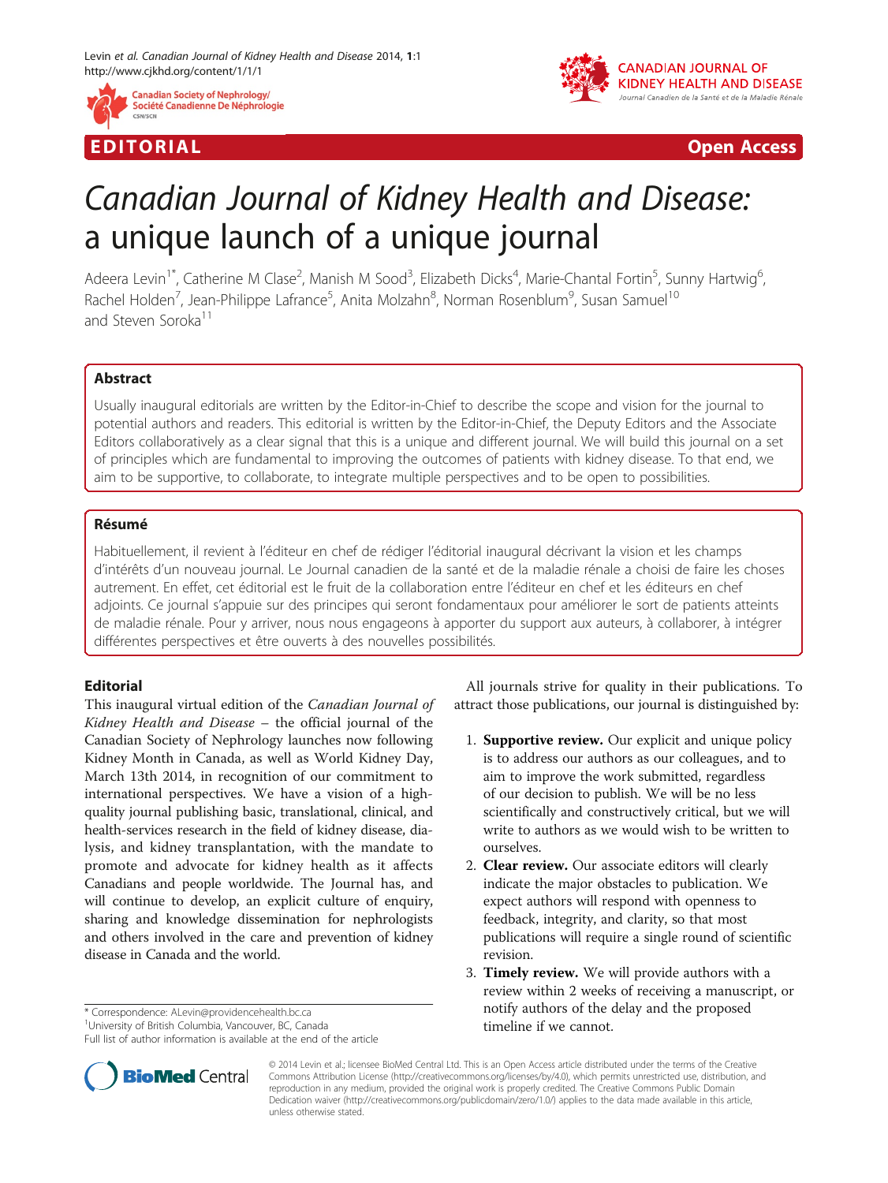EDITORIAL

Open Access

# Canadian Journal of Kidney Health and Disease: a unique launch of a unique journal

Adeera Levin[1*], Catherine M Clase[2], Manish M Sood[3], Elizabeth Dicks[4], Marie-Chantal Fortin[5], Sunny Hartwig[6], Rachel Holden[7], Jean-Philippe Lafrance[5], Anita Molzahn[8], Norman Rosenblum[9], Susan Samuel[10] and Steven Soroka[11]

## Abstract

Usually inaugural editorials are written by the Editor-in-Chief to describe the scope and vision for the journal to potential authors and readers. This editorial is written by the Editor-in-Chief, the Deputy Editors and the Associate Editors collaboratively as a clear signal that this is a unique and different journal. We will build this journal on a set of principles which are fundamental to improving the outcomes of patients with kidney disease. To that end, we aim to be supportive, to collaborate, to integrate multiple perspectives and to be open to possibilities.

## Résumé

Habituellement, il revient à l'éditeur en chef de rédiger l'éditorial inaugural décrivant la vision et les champs d'intérêts d'un nouveau journal. Le Journal canadien de la santé et de la maladie rénale a choisi de faire les choses autrement. En effet, cet éditorial est le fruit de la collaboration entre l'éditeur en chef et les éditeurs en chef adjoints. Ce journal s'appuie sur des principes qui seront fondamentaux pour améliorer le sort de patients atteints de maladie rénale. Pour y arriver, nous nous engageons à apporter du support aux auteurs, à collaborer, à intégrer différentes perspectives et être ouverts à des nouvelles possibilités.

## Editorial

This inaugural virtual edition of the *Canadian Journal of Kidney Health and Disease* – the official journal of the Canadian Society of Nephrology launches now following Kidney Month in Canada, as well as World Kidney Day, March 13th 2014, in recognition of our commitment to international perspectives. We have a vision of a high-quality journal publishing basic, translational, clinical, and health-services research in the field of kidney disease, dialysis, and kidney transplantation, with the mandate to promote and advocate for kidney health as it affects Canadians and people worldwide. The Journal has, and will continue to develop, an explicit culture of enquiry, sharing and knowledge dissemination for nephrologists and others involved in the care and prevention of kidney disease in Canada and the world.

All journals strive for quality in their publications. To attract those publications, our journal is distinguished by:

1. **Supportive review.** Our explicit and unique policy is to address our authors as our colleagues, and to aim to improve the work submitted, regardless of our decision to publish. We will be no less scientifically and constructively critical, but we will write to authors as we would wish to be written to ourselves.
2. **Clear review.** Our associate editors will clearly indicate the major obstacles to publication. We expect authors will respond with openness to feedback, integrity, and clarity, so that most publications will require a single round of scientific revision.
3. **Timely review.** We will provide authors with a review within 2 weeks of receiving a manuscript, or notify authors of the delay and the proposed timeline if we cannot.

\* Correspondence: ALevin@providencehealth.bc.ca
[1]University of British Columbia, Vancouver, BC, Canada
Full list of author information is available at the end of the article

© 2014 Levin et al.; licensee BioMed Central Ltd. This is an Open Access article distributed under the terms of the Creative Commons Attribution License (http://creativecommons.org/licenses/by/4.0), which permits unrestricted use, distribution, and reproduction in any medium, provided the original work is properly credited. The Creative Commons Public Domain Dedication waiver (http://creativecommons.org/publicdomain/zero/1.0/) applies to the data made available in this article, unless otherwise stated.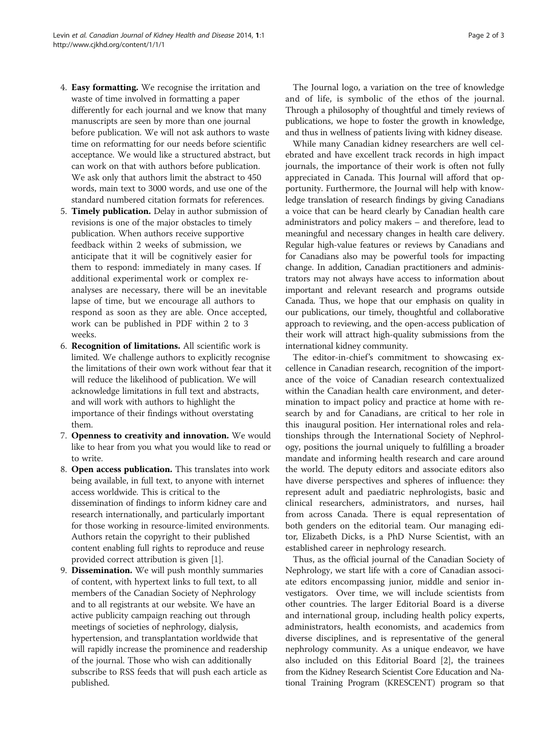4. **Easy formatting.** We recognise the irritation and waste of time involved in formatting a paper differently for each journal and we know that many manuscripts are seen by more than one journal before publication. We will not ask authors to waste time on reformatting for our needs before scientific acceptance. We would like a structured abstract, but can work on that with authors before publication. We ask only that authors limit the abstract to 450 words, main text to 3000 words, and use one of the standard numbered citation formats for references.
5. **Timely publication.** Delay in author submission of revisions is one of the major obstacles to timely publication. When authors receive supportive feedback within 2 weeks of submission, we anticipate that it will be cognitively easier for them to respond: immediately in many cases. If additional experimental work or complex re-analyses are necessary, there will be an inevitable lapse of time, but we encourage all authors to respond as soon as they are able. Once accepted, work can be published in PDF within 2 to 3 weeks.
6. **Recognition of limitations.** All scientific work is limited. We challenge authors to explicitly recognise the limitations of their own work without fear that it will reduce the likelihood of publication. We will acknowledge limitations in full text and abstracts, and will work with authors to highlight the importance of their findings without overstating them.
7. **Openness to creativity and innovation.** We would like to hear from you what you would like to read or to write.
8. **Open access publication.** This translates into work being available, in full text, to anyone with internet access worldwide. This is critical to the dissemination of findings to inform kidney care and research internationally, and particularly important for those working in resource-limited environments. Authors retain the copyright to their published content enabling full rights to reproduce and reuse provided correct attribution is given [1].
9. **Dissemination.** We will push monthly summaries of content, with hypertext links to full text, to all members of the Canadian Society of Nephrology and to all registrants at our website. We have an active publicity campaign reaching out through meetings of societies of nephrology, dialysis, hypertension, and transplantation worldwide that will rapidly increase the prominence and readership of the journal. Those who wish can additionally subscribe to RSS feeds that will push each article as published.

The Journal logo, a variation on the tree of knowledge and of life, is symbolic of the ethos of the journal. Through a philosophy of thoughtful and timely reviews of publications, we hope to foster the growth in knowledge, and thus in wellness of patients living with kidney disease.

While many Canadian kidney researchers are well celebrated and have excellent track records in high impact journals, the importance of their work is often not fully appreciated in Canada. This Journal will afford that opportunity. Furthermore, the Journal will help with knowledge translation of research findings by giving Canadians a voice that can be heard clearly by Canadian health care administrators and policy makers – and therefore, lead to meaningful and necessary changes in health care delivery. Regular high-value features or reviews by Canadians and for Canadians also may be powerful tools for impacting change. In addition, Canadian practitioners and administrators may not always have access to information about important and relevant research and programs outside Canada. Thus, we hope that our emphasis on quality in our publications, our timely, thoughtful and collaborative approach to reviewing, and the open-access publication of their work will attract high-quality submissions from the international kidney community.

The editor-in-chief's commitment to showcasing excellence in Canadian research, recognition of the importance of the voice of Canadian research contextualized within the Canadian health care environment, and determination to impact policy and practice at home with research by and for Canadians, are critical to her role in this inaugural position. Her international roles and relationships through the International Society of Nephrology, positions the journal uniquely to fulfilling a broader mandate and informing health research and care around the world. The deputy editors and associate editors also have diverse perspectives and spheres of influence: they represent adult and paediatric nephrologists, basic and clinical researchers, administrators, and nurses, hail from across Canada. There is equal representation of both genders on the editorial team. Our managing editor, Elizabeth Dicks, is a PhD Nurse Scientist, with an established career in nephrology research.

Thus, as the official journal of the Canadian Society of Nephrology, we start life with a core of Canadian associate editors encompassing junior, middle and senior investigators. Over time, we will include scientists from other countries. The larger Editorial Board is a diverse and international group, including health policy experts, administrators, health economists, and academics from diverse disciplines, and is representative of the general nephrology community. As a unique endeavor, we have also included on this Editorial Board [2], the trainees from the Kidney Research Scientist Core Education and National Training Program (KRESCENT) program so that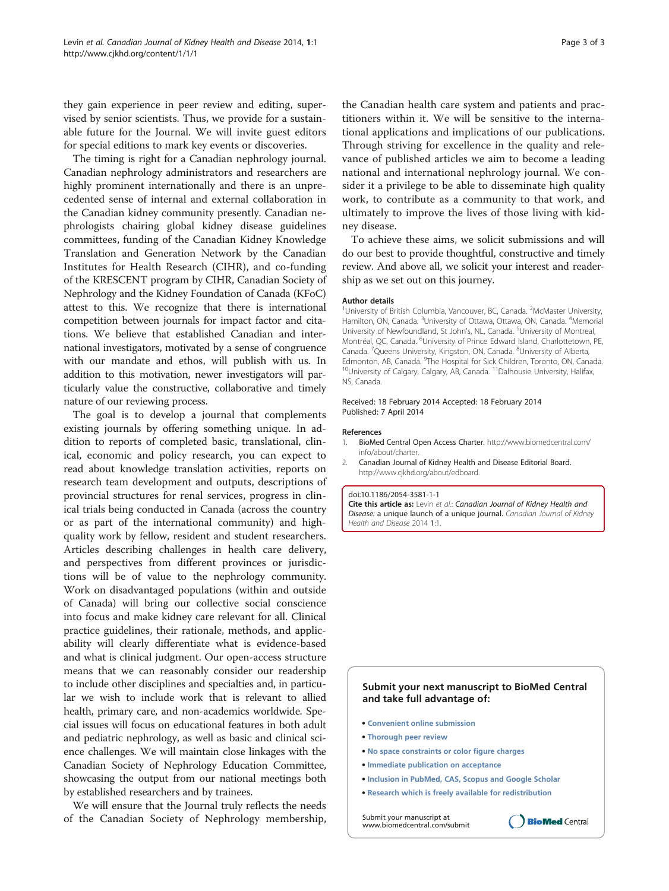they gain experience in peer review and editing, supervised by senior scientists. Thus, we provide for a sustainable future for the Journal. We will invite guest editors for special editions to mark key events or discoveries.

The timing is right for a Canadian nephrology journal. Canadian nephrology administrators and researchers are highly prominent internationally and there is an unprecedented sense of internal and external collaboration in the Canadian kidney community presently. Canadian nephrologists chairing global kidney disease guidelines committees, funding of the Canadian Kidney Knowledge Translation and Generation Network by the Canadian Institutes for Health Research (CIHR), and co-funding of the KRESCENT program by CIHR, Canadian Society of Nephrology and the Kidney Foundation of Canada (KFoC) attest to this. We recognize that there is international competition between journals for impact factor and citations. We believe that established Canadian and international investigators, motivated by a sense of congruence with our mandate and ethos, will publish with us. In addition to this motivation, newer investigators will particularly value the constructive, collaborative and timely nature of our reviewing process.

The goal is to develop a journal that complements existing journals by offering something unique. In addition to reports of completed basic, translational, clinical, economic and policy research, you can expect to read about knowledge translation activities, reports on research team development and outputs, descriptions of provincial structures for renal services, progress in clinical trials being conducted in Canada (across the country or as part of the international community) and high-quality work by fellow, resident and student researchers. Articles describing challenges in health care delivery, and perspectives from different provinces or jurisdictions will be of value to the nephrology community. Work on disadvantaged populations (within and outside of Canada) will bring our collective social conscience into focus and make kidney care relevant for all. Clinical practice guidelines, their rationale, methods, and applicability will clearly differentiate what is evidence-based and what is clinical judgment. Our open-access structure means that we can reasonably consider our readership to include other disciplines and specialties and, in particular we wish to include work that is relevant to allied health, primary care, and non-academics worldwide. Special issues will focus on educational features in both adult and pediatric nephrology, as well as basic and clinical science challenges. We will maintain close linkages with the Canadian Society of Nephrology Education Committee, showcasing the output from our national meetings both by established researchers and by trainees.

We will ensure that the Journal truly reflects the needs of the Canadian Society of Nephrology membership, the Canadian health care system and patients and practitioners within it. We will be sensitive to the international applications and implications of our publications. Through striving for excellence in the quality and relevance of published articles we aim to become a leading national and international nephrology journal. We consider it a privilege to be able to disseminate high quality work, to contribute as a community to that work, and ultimately to improve the lives of those living with kidney disease.

To achieve these aims, we solicit submissions and will do our best to provide thoughtful, constructive and timely review. And above all, we solicit your interest and readership as we set out on this journey.

#### Author details

[1]University of British Columbia, Vancouver, BC, Canada. [2]McMaster University, Hamilton, ON, Canada. [3]University of Ottawa, Ottawa, ON, Canada. [4]Memorial University of Newfoundland, St John's, NL, Canada. [5]University of Montreal, Montréal, QC, Canada. [6]University of Prince Edward Island, Charlottetown, PE, Canada. [7]Queens University, Kingston, ON, Canada. [8]University of Alberta, Edmonton, AB, Canada. [9]The Hospital for Sick Children, Toronto, ON, Canada. [10]University of Calgary, Calgary, AB, Canada. [11]Dalhousie University, Halifax, NS, Canada.

Received: 18 February 2014 Accepted: 18 February 2014
Published: 7 April 2014

#### References

1. BioMed Central Open Access Charter. http://www.biomedcentral.com/info/about/charter.
2. Canadian Journal of Kidney Health and Disease Editorial Board. http://www.cjkhd.org/about/edboard.

doi:10.1186/2054-3581-1-1
**Cite this article as:** Levin *et al.*: *Canadian Journal of Kidney Health and Disease:* a unique launch of a unique journal. *Canadian Journal of Kidney Health and Disease* 2014 1:1.

**Submit your next manuscript to BioMed Central and take full advantage of:**

- **Convenient online submission**
- **Thorough peer review**
- **No space constraints or color figure charges**
- **Immediate publication on acceptance**
- **Inclusion in PubMed, CAS, Scopus and Google Scholar**
- **Research which is freely available for redistribution**

Submit your manuscript at www.biomedcentral.com/submit

BioMed Central